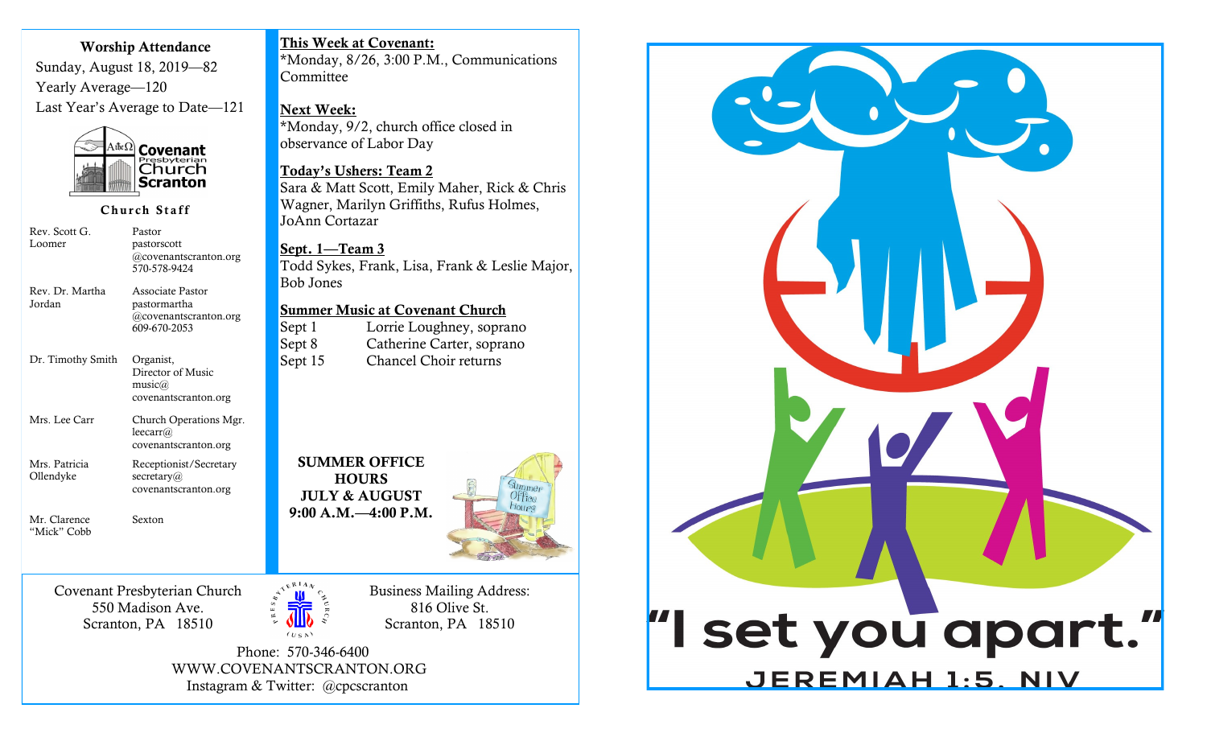**Worship Attendance**

Sunday, August 18, 2019—82

Yearly Average—120

Last Year's Average to Date—121

Covenant Presbyterian Church Scranton

**Church Staff**

| | |
|---|---|
| Rev. Scott G. Loomer | Pastor<br>pastorscott@covenantscranton.org<br>570-578-9424 |
| Rev. Dr. Martha Jordan | Associate Pastor<br>pastormartha@covenantscranton.org<br>609-670-2053 |
| Dr. Timothy Smith | Organist,<br>Director of Music<br>music@covenantscranton.org |
| Mrs. Lee Carr | Church Operations Mgr.<br>leecarr@covenantscranton.org |
| Mrs. Patricia Ollendyke | Receptionist/Secretary<br>secretary@covenantscranton.org |
| Mr. Clarence "Mick" Cobb | Sexton |

**This Week at Covenant:**

*Monday, 8/26, 3:00 P.M., Communications Committee

**Next Week:**

*Monday, 9/2, church office closed in observance of Labor Day

**Today's Ushers: Team 2**

Sara & Matt Scott, Emily Maher, Rick & Chris Wagner, Marilyn Griffiths, Rufus Holmes, JoAnn Cortazar

**Sept. 1—Team 3**

Todd Sykes, Frank, Lisa, Frank & Leslie Major, Bob Jones

**Summer Music at Covenant Church**

| | |
|---|---|
| Sept 1 | Lorrie Loughney, soprano |
| Sept 8 | Catherine Carter, soprano |
| Sept 15 | Chancel Choir returns |

**SUMMER OFFICE HOURS**
**JULY & AUGUST**
**9:00 A.M.—4:00 P.M.**

Covenant Presbyterian Church
550 Madison Ave.
Scranton, PA 18510

Business Mailing Address:
816 Olive St.
Scranton, PA 18510

Phone: 570-346-6400
WWW.COVENANTSCRANTON.ORG
Instagram & Twitter: @cpcscranton

"I set you apart."

JEREMIAH 1:5, NIV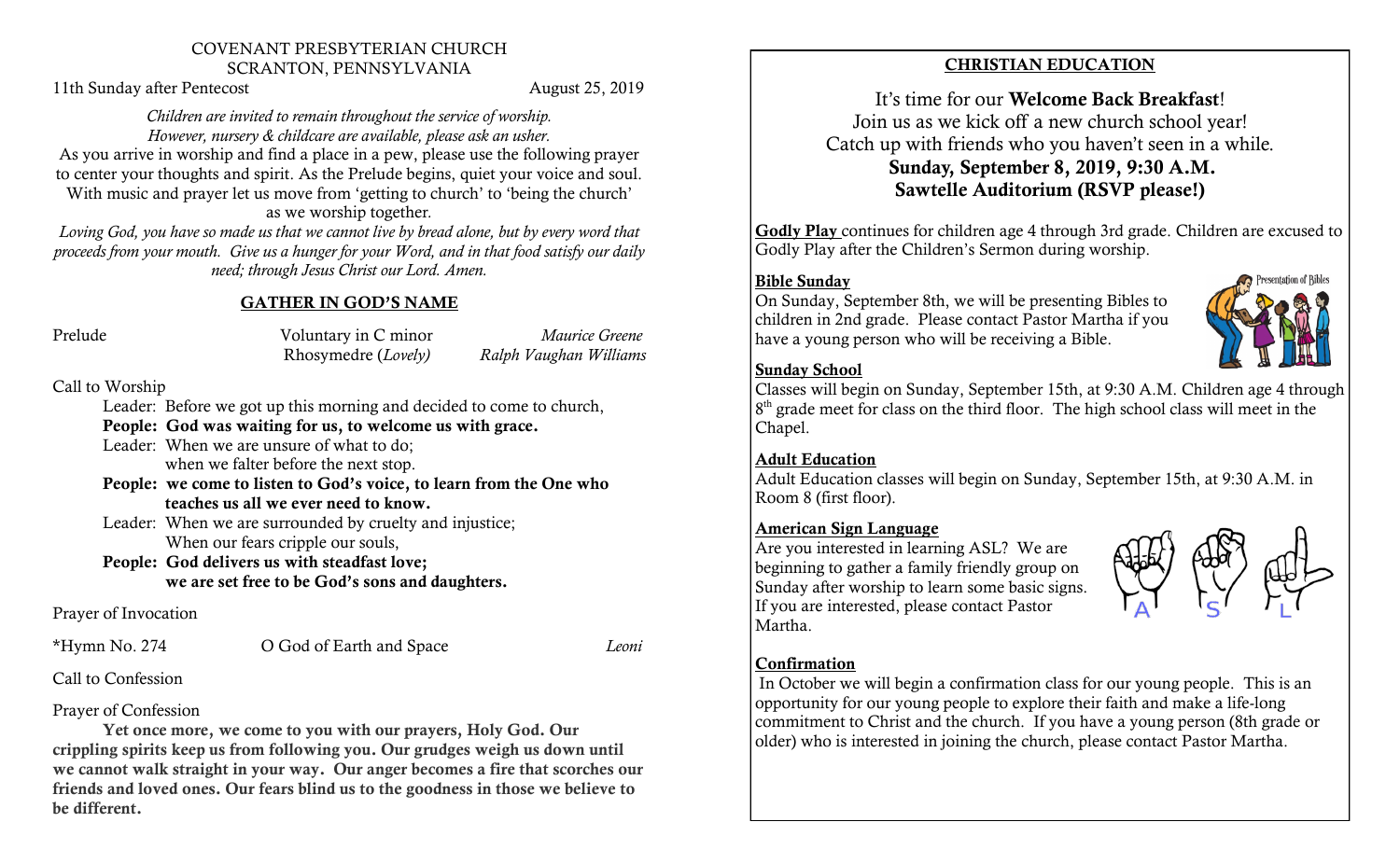COVENANT PRESBYTERIAN CHURCH
SCRANTON, PENNSYLVANIA

11th Sunday after Pentecost — August 25, 2019

*Children are invited to remain throughout the service of worship. However, nursery & childcare are available, please ask an usher.*

As you arrive in worship and find a place in a pew, please use the following prayer to center your thoughts and spirit. As the Prelude begins, quiet your voice and soul. With music and prayer let us move from 'getting to church' to 'being the church' as we worship together.

*Loving God, you have so made us that we cannot live by bread alone, but by every word that proceeds from your mouth. Give us a hunger for your Word, and in that food satisfy our daily need; through Jesus Christ our Lord. Amen.*

## GATHER IN GOD'S NAME

Prelude — Voluntary in C minor — *Maurice Greene*
Rhosymedre (*Lovely*) — *Ralph Vaughan Williams*

Call to Worship

Leader: Before we got up this morning and decided to come to church,
**People: God was waiting for us, to welcome us with grace.**
Leader: When we are unsure of what to do; when we falter before the next stop.
**People: we come to listen to God's voice, to learn from the One who teaches us all we ever need to know.**
Leader: When we are surrounded by cruelty and injustice; When our fears cripple our souls,
**People: God delivers us with steadfast love; we are set free to be God's sons and daughters.**

Prayer of Invocation

*Hymn No. 274 — O God of Earth and Space — *Leoni*

Call to Confession

Prayer of Confession

**Yet once more, we come to you with our prayers, Holy God. Our crippling spirits keep us from following you. Our grudges weigh us down until we cannot walk straight in your way. Our anger becomes a fire that scorches our friends and loved ones. Our fears blind us to the goodness in those we believe to be different.**

## CHRISTIAN EDUCATION

It's time for our **Welcome Back Breakfast**!
Join us as we kick off a new church school year!
Catch up with friends who you haven't seen in a while.
**Sunday, September 8, 2019, 9:30 A.M.**
**Sawtelle Auditorium (RSVP please!)**

**Godly Play** continues for children age 4 through 3rd grade. Children are excused to Godly Play after the Children's Sermon during worship.

**Bible Sunday**
On Sunday, September 8th, we will be presenting Bibles to children in 2nd grade. Please contact Pastor Martha if you have a young person who will be receiving a Bible.

**Sunday School**
Classes will begin on Sunday, September 15th, at 9:30 A.M. Children age 4 through 8th grade meet for class on the third floor. The high school class will meet in the Chapel.

**Adult Education**
Adult Education classes will begin on Sunday, September 15th, at 9:30 A.M. in Room 8 (first floor).

**American Sign Language**
Are you interested in learning ASL? We are beginning to gather a family friendly group on Sunday after worship to learn some basic signs. If you are interested, please contact Pastor Martha.

**Confirmation**
In October we will begin a confirmation class for our young people. This is an opportunity for our young people to explore their faith and make a life-long commitment to Christ and the church. If you have a young person (8th grade or older) who is interested in joining the church, please contact Pastor Martha.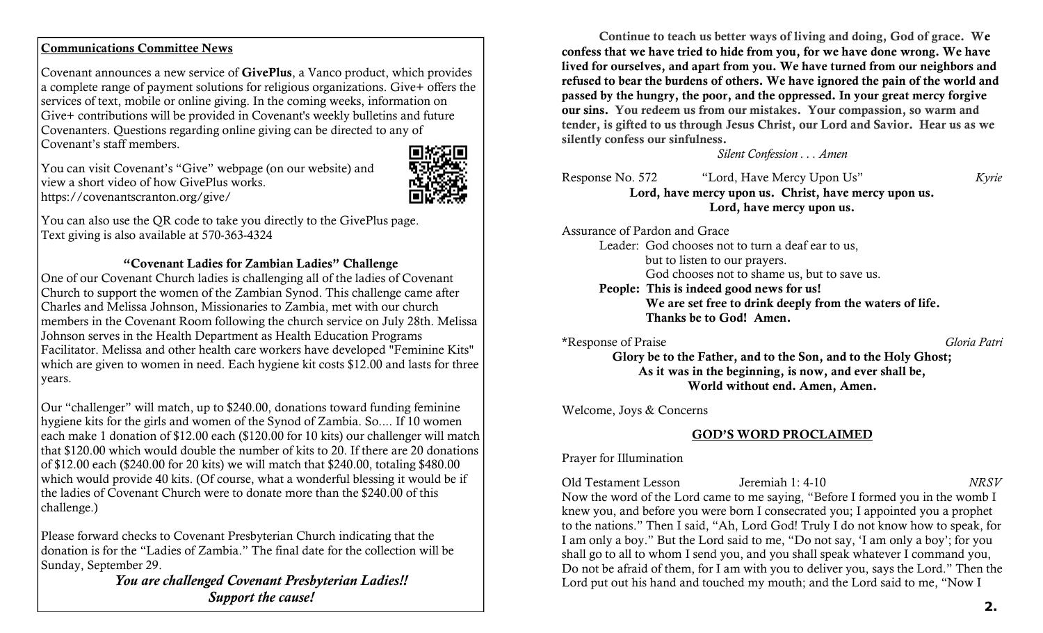**Communications Committee News**

Covenant announces a new service of **GivePlus**, a Vanco product, which provides a complete range of payment solutions for religious organizations. Give+ offers the services of text, mobile or online giving. In the coming weeks, information on Give+ contributions will be provided in Covenant's weekly bulletins and future Covenanters. Questions regarding online giving can be directed to any of Covenant's staff members.

You can visit Covenant's "Give" webpage (on our website) and view a short video of how GivePlus works. https://covenantscranton.org/give/

You can also use the QR code to take you directly to the GivePlus page. Text giving is also available at 570-363-4324

**"Covenant Ladies for Zambian Ladies" Challenge**

One of our Covenant Church ladies is challenging all of the ladies of Covenant Church to support the women of the Zambian Synod. This challenge came after Charles and Melissa Johnson, Missionaries to Zambia, met with our church members in the Covenant Room following the church service on July 28th. Melissa Johnson serves in the Health Department as Health Education Programs Facilitator. Melissa and other health care workers have developed "Feminine Kits" which are given to women in need. Each hygiene kit costs $12.00 and lasts for three years.

Our "challenger" will match, up to $240.00, donations toward funding feminine hygiene kits for the girls and women of the Synod of Zambia. So.... If 10 women each make 1 donation of $12.00 each ($120.00 for 10 kits) our challenger will match that $120.00 which would double the number of kits to 20. If there are 20 donations of $12.00 each ($240.00 for 20 kits) we will match that $240.00, totaling $480.00 which would provide 40 kits. (Of course, what a wonderful blessing it would be if the ladies of Covenant Church were to donate more than the $240.00 of this challenge.)

Please forward checks to Covenant Presbyterian Church indicating that the donation is for the "Ladies of Zambia." The final date for the collection will be Sunday, September 29.

***You are challenged Covenant Presbyterian Ladies!!***
***Support the cause!***

**Continue to teach us better ways of living and doing, God of grace. We confess that we have tried to hide from you, for we have done wrong. We have lived for ourselves, and apart from you. We have turned from our neighbors and refused to bear the burdens of others. We have ignored the pain of the world and passed by the hungry, the poor, and the oppressed. In your great mercy forgive our sins. You redeem us from our mistakes. Your compassion, so warm and tender, is gifted to us through Jesus Christ, our Lord and Savior. Hear us as we silently confess our sinfulness.**

*Silent Confession . . . Amen*

Response No. 572 "Lord, Have Mercy Upon Us" *Kyrie*

**Lord, have mercy upon us. Christ, have mercy upon us.**
**Lord, have mercy upon us.**

Assurance of Pardon and Grace

Leader: God chooses not to turn a deaf ear to us,
but to listen to our prayers.
God chooses not to shame us, but to save us.

**People: This is indeed good news for us!**
**We are set free to drink deeply from the waters of life.**
**Thanks be to God! Amen.**

*Response of Praise *Gloria Patri*

**Glory be to the Father, and to the Son, and to the Holy Ghost;**
**As it was in the beginning, is now, and ever shall be,**
**World without end. Amen, Amen.**

Welcome, Joys & Concerns

**GOD'S WORD PROCLAIMED**

Prayer for Illumination

Old Testament Lesson Jeremiah 1: 4-10 *NRSV*

Now the word of the Lord came to me saying, "Before I formed you in the womb I knew you, and before you were born I consecrated you; I appointed you a prophet to the nations." Then I said, "Ah, Lord God! Truly I do not know how to speak, for I am only a boy." But the Lord said to me, "Do not say, 'I am only a boy'; for you shall go to all to whom I send you, and you shall speak whatever I command you, Do not be afraid of them, for I am with you to deliver you, says the Lord." Then the Lord put out his hand and touched my mouth; and the Lord said to me, "Now I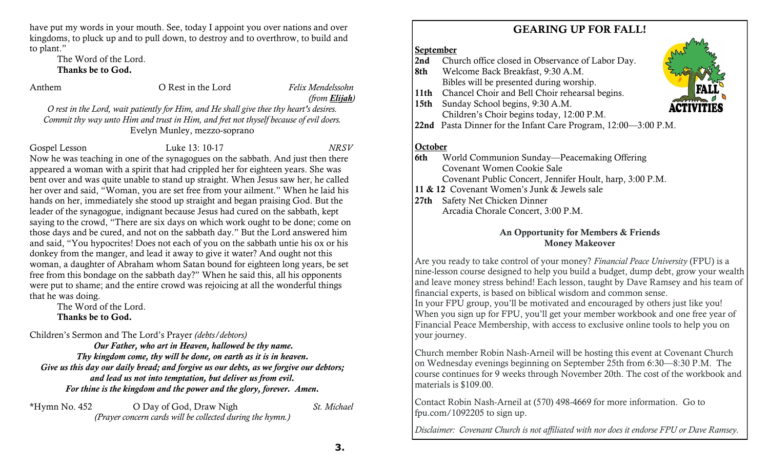have put my words in your mouth. See, today I appoint you over nations and over kingdoms, to pluck up and to pull down, to destroy and to overthrow, to build and to plant."

The Word of the Lord.
**Thanks be to God.**

Anthem — O Rest in the Lord — *Felix Mendelssohn (from **Elijah**)*

*O rest in the Lord, wait patiently for Him, and He shall give thee thy heart's desires. Commit thy way unto Him and trust in Him, and fret not thyself because of evil doers.*
Evelyn Munley, mezzo-soprano

Gospel Lesson — Luke 13: 10-17 — *NRSV*

Now he was teaching in one of the synagogues on the sabbath. And just then there appeared a woman with a spirit that had crippled her for eighteen years. She was bent over and was quite unable to stand up straight. When Jesus saw her, he called her over and said, "Woman, you are set free from your ailment." When he laid his hands on her, immediately she stood up straight and began praising God. But the leader of the synagogue, indignant because Jesus had cured on the sabbath, kept saying to the crowd, "There are six days on which work ought to be done; come on those days and be cured, and not on the sabbath day." But the Lord answered him and said, "You hypocrites! Does not each of you on the sabbath untie his ox or his donkey from the manger, and lead it away to give it water? And ought not this woman, a daughter of Abraham whom Satan bound for eighteen long years, be set free from this bondage on the sabbath day?" When he said this, all his opponents were put to shame; and the entire crowd was rejoicing at all the wonderful things that he was doing.

The Word of the Lord.
**Thanks be to God.**

Children's Sermon and The Lord's Prayer *(debts/debtors)*

***Our Father, who art in Heaven, hallowed be thy name.***
***Thy kingdom come, thy will be done, on earth as it is in heaven.***
***Give us this day our daily bread; and forgive us our debts, as we forgive our debtors;***
***and lead us not into temptation, but deliver us from evil.***
***For thine is the kingdom and the power and the glory, forever. Amen.***

*Hymn No. 452 — O Day of God, Draw Nigh — *St. Michael*
*(Prayer concern cards will be collected during the hymn.)*

## GEARING UP FOR FALL!

**September**

- **2nd** Church office closed in Observance of Labor Day.
- **8th** Welcome Back Breakfast, 9:30 A.M.
  Bibles will be presented during worship.
- **11th** Chancel Choir and Bell Choir rehearsal begins.
- **15th** Sunday School begins, 9:30 A.M.
  Children's Choir begins today, 12:00 P.M.
- **22nd** Pasta Dinner for the Infant Care Program, 12:00—3:00 P.M.

**October**

- **6th** World Communion Sunday—Peacemaking Offering
  Covenant Women Cookie Sale
  Covenant Public Concert, Jennifer Hoult, harp, 3:00 P.M.
- **11 & 12** Covenant Women's Junk & Jewels sale
- **27th** Safety Net Chicken Dinner
  Arcadia Chorale Concert, 3:00 P.M.

### An Opportunity for Members & Friends
### Money Makeover

Are you ready to take control of your money? *Financial Peace University* (FPU) is a nine-lesson course designed to help you build a budget, dump debt, grow your wealth and leave money stress behind! Each lesson, taught by Dave Ramsey and his team of financial experts, is based on biblical wisdom and common sense.
In your FPU group, you'll be motivated and encouraged by others just like you! When you sign up for FPU, you'll get your member workbook and one free year of Financial Peace Membership, with access to exclusive online tools to help you on your journey.

Church member Robin Nash-Arneil will be hosting this event at Covenant Church on Wednesday evenings beginning on September 25th from 6:30—8:30 P.M. The course continues for 9 weeks through November 20th. The cost of the workbook and materials is $109.00.

Contact Robin Nash-Arneil at (570) 498-4669 for more information. Go to fpu.com/1092205 to sign up.

*Disclaimer: Covenant Church is not affiliated with nor does it endorse FPU or Dave Ramsey.*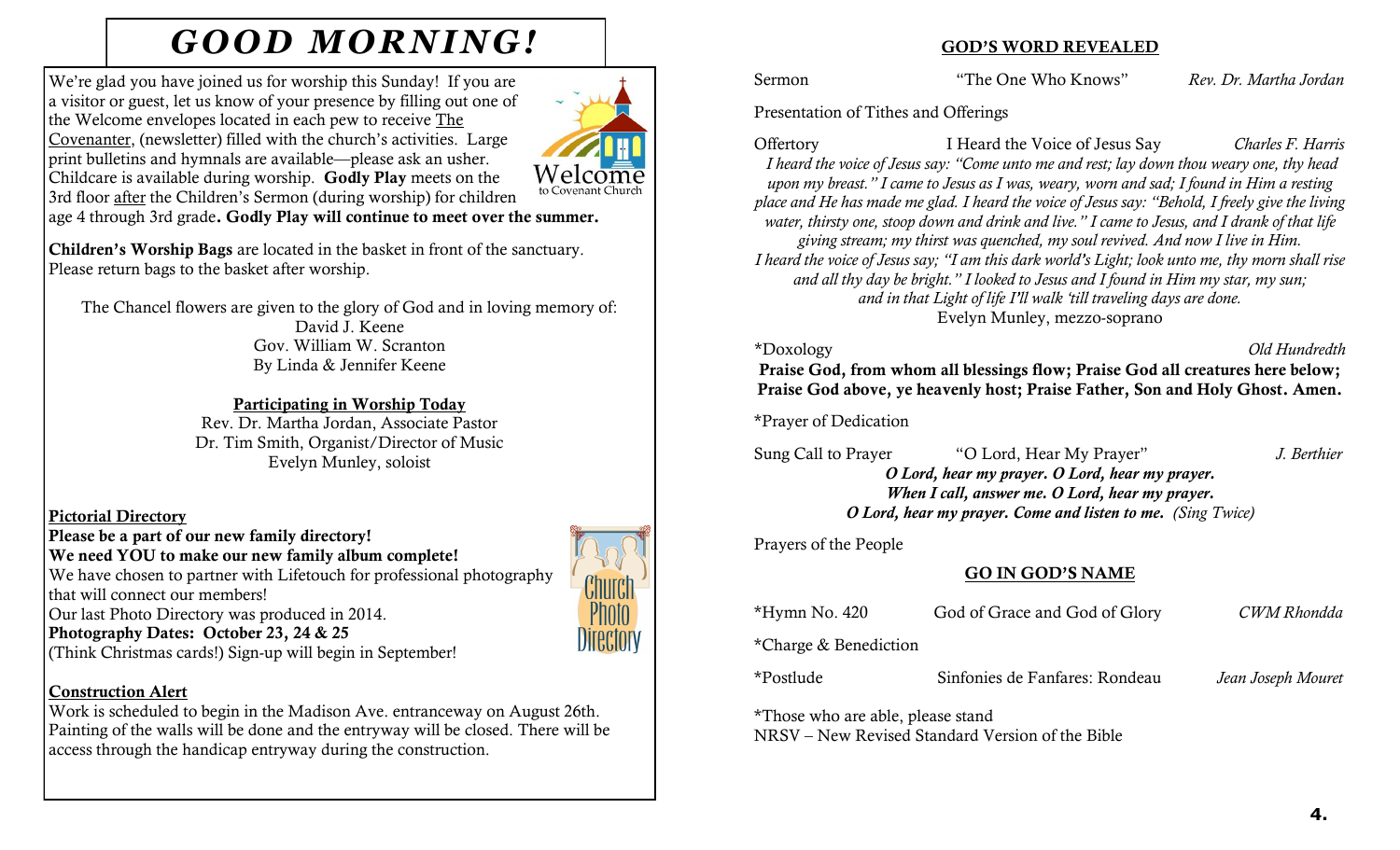# GOOD MORNING!

We're glad you have joined us for worship this Sunday! If you are a visitor or guest, let us know of your presence by filling out one of the Welcome envelopes located in each pew to receive The Covenanter, (newsletter) filled with the church's activities. Large print bulletins and hymnals are available—please ask an usher. Childcare is available during worship. **Godly Play** meets on the 3rd floor after the Children's Sermon (during worship) for children age 4 through 3rd grade**. Godly Play will continue to meet over the summer.**

Welcome to Covenant Church

**Children's Worship Bags** are located in the basket in front of the sanctuary. Please return bags to the basket after worship.

The Chancel flowers are given to the glory of God and in loving memory of:
David J. Keene
Gov. William W. Scranton
By Linda & Jennifer Keene

**Participating in Worship Today**
Rev. Dr. Martha Jordan, Associate Pastor
Dr. Tim Smith, Organist/Director of Music
Evelyn Munley, soloist

**Pictorial Directory**
**Please be a part of our new family directory!**
**We need YOU to make our new family album complete!**
We have chosen to partner with Lifetouch for professional photography that will connect our members!
Our last Photo Directory was produced in 2014.
**Photography Dates: October 23, 24 & 25**
(Think Christmas cards!) Sign-up will begin in September!

Church Photo Directory

**Construction Alert**
Work is scheduled to begin in the Madison Ave. entranceway on August 26th. Painting of the walls will be done and the entryway will be closed. There will be access through the handicap entryway during the construction.

## GOD'S WORD REVEALED

Sermon — "The One Who Knows" — *Rev. Dr. Martha Jordan*

Presentation of Tithes and Offerings

Offertory — I Heard the Voice of Jesus Say — *Charles F. Harris*

*I heard the voice of Jesus say: "Come unto me and rest; lay down thou weary one, thy head upon my breast." I came to Jesus as I was, weary, worn and sad; I found in Him a resting place and He has made me glad. I heard the voice of Jesus say: "Behold, I freely give the living water, thirsty one, stoop down and drink and live." I came to Jesus, and I drank of that life giving stream; my thirst was quenched, my soul revived. And now I live in Him.*
*I heard the voice of Jesus say; "I am this dark world's Light; look unto me, thy morn shall rise and all thy day be bright." I looked to Jesus and I found in Him my star, my sun; and in that Light of life I'll walk 'till traveling days are done.*
Evelyn Munley, mezzo-soprano

*Doxology — *Old Hundredth*
**Praise God, from whom all blessings flow; Praise God all creatures here below; Praise God above, ye heavenly host; Praise Father, Son and Holy Ghost. Amen.**

*Prayer of Dedication

Sung Call to Prayer — "O Lord, Hear My Prayer" — *J. Berthier*
***O Lord, hear my prayer. O Lord, hear my prayer.***
***When I call, answer me. O Lord, hear my prayer.***
***O Lord, hear my prayer. Come and listen to me.*** *(Sing Twice)*

Prayers of the People

## GO IN GOD'S NAME

*Hymn No. 420 — God of Grace and God of Glory — *CWM Rhondda*

*Charge & Benediction

*Postlude — Sinfonies de Fanfares: Rondeau — *Jean Joseph Mouret*

*Those who are able, please stand
NRSV – New Revised Standard Version of the Bible